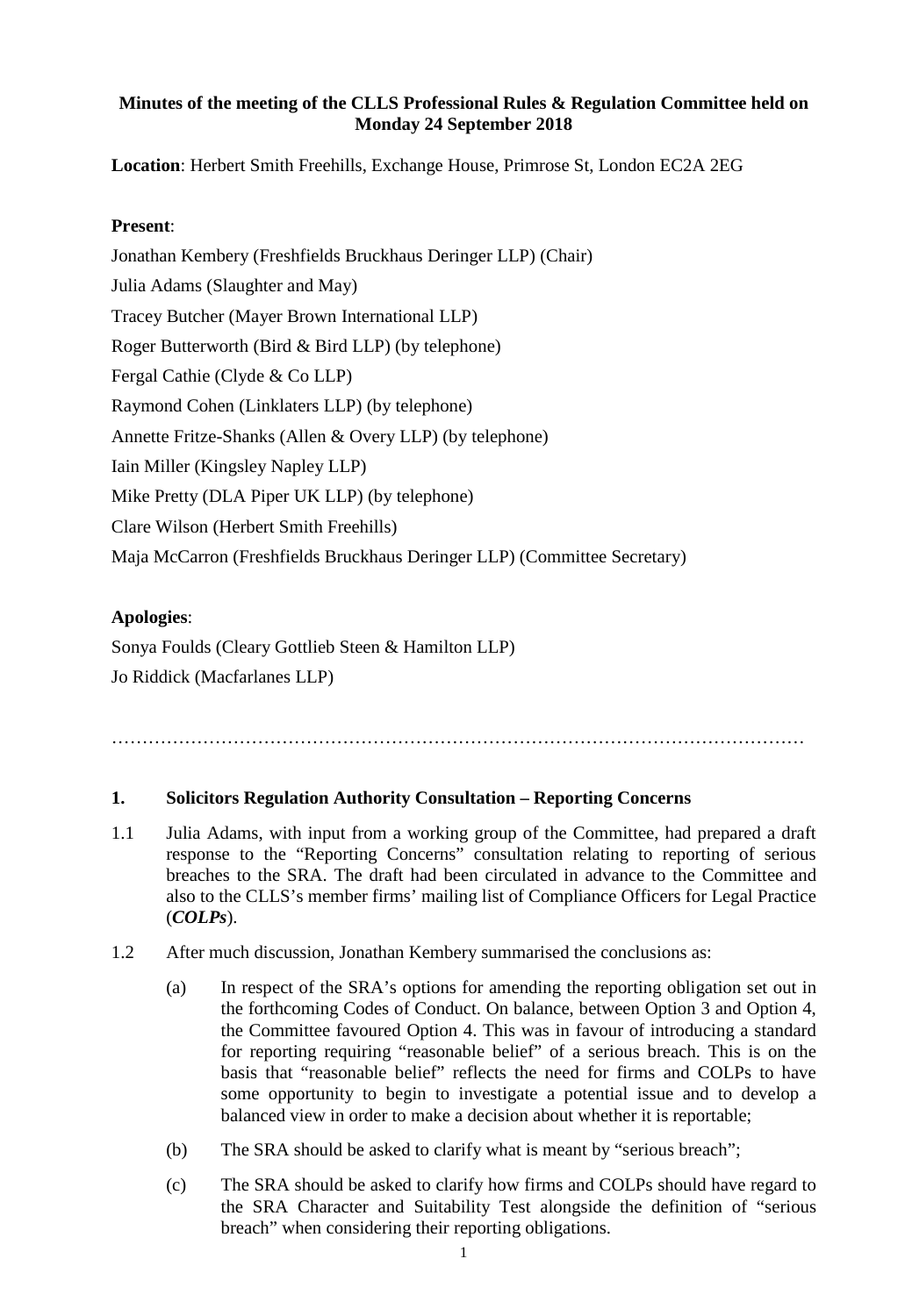**Minutes of the meeting of the CLLS Professional Rules & Regulation Committee held on Monday 24 September 2018**

**Location**: Herbert Smith Freehills, Exchange House, Primrose St, London EC2A 2EG

**Present**:

Jonathan Kembery (Freshfields Bruckhaus Deringer LLP) (Chair)

Julia Adams (Slaughter and May)

Tracey Butcher (Mayer Brown International LLP)

Roger Butterworth (Bird & Bird LLP) (by telephone)

Fergal Cathie (Clyde & Co LLP)

Raymond Cohen (Linklaters LLP) (by telephone)

Annette Fritze-Shanks (Allen & Overy LLP) (by telephone)

Iain Miller (Kingsley Napley LLP)

Mike Pretty (DLA Piper UK LLP) (by telephone)

Clare Wilson (Herbert Smith Freehills)

Maja McCarron (Freshfields Bruckhaus Deringer LLP) (Committee Secretary)

**Apologies**:

Sonya Foulds (Cleary Gottlieb Steen & Hamilton LLP)

Jo Riddick (Macfarlanes LLP)

…………………………………………………………………………………………………

## 1. Solicitors Regulation Authority Consultation – Reporting Concerns

1.1 Julia Adams, with input from a working group of the Committee, had prepared a draft response to the "Reporting Concerns" consultation relating to reporting of serious breaches to the SRA. The draft had been circulated in advance to the Committee and also to the CLLS's member firms' mailing list of Compliance Officers for Legal Practice (***COLPs***).

1.2 After much discussion, Jonathan Kembery summarised the conclusions as:

(a) In respect of the SRA's options for amending the reporting obligation set out in the forthcoming Codes of Conduct. On balance, between Option 3 and Option 4, the Committee favoured Option 4. This was in favour of introducing a standard for reporting requiring "reasonable belief" of a serious breach. This is on the basis that "reasonable belief" reflects the need for firms and COLPs to have some opportunity to begin to investigate a potential issue and to develop a balanced view in order to make a decision about whether it is reportable;

(b) The SRA should be asked to clarify what is meant by "serious breach";

(c) The SRA should be asked to clarify how firms and COLPs should have regard to the SRA Character and Suitability Test alongside the definition of "serious breach" when considering their reporting obligations.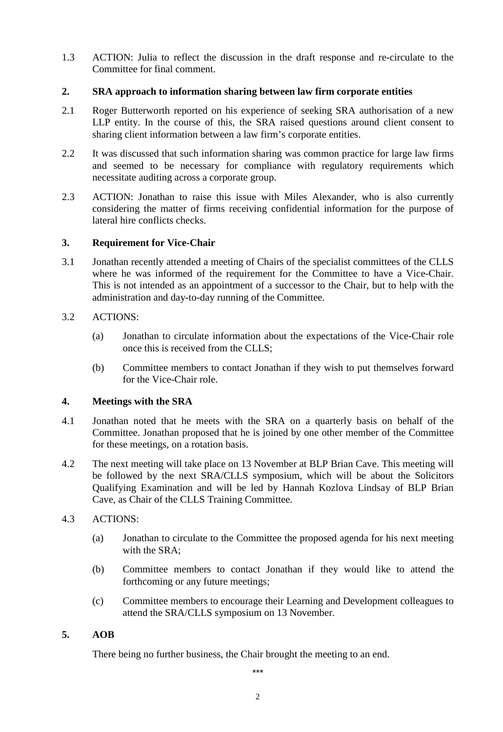1.3 ACTION: Julia to reflect the discussion in the draft response and re-circulate to the Committee for final comment.

## 2. SRA approach to information sharing between law firm corporate entities

2.1 Roger Butterworth reported on his experience of seeking SRA authorisation of a new LLP entity. In the course of this, the SRA raised questions around client consent to sharing client information between a law firm's corporate entities.

2.2 It was discussed that such information sharing was common practice for large law firms and seemed to be necessary for compliance with regulatory requirements which necessitate auditing across a corporate group.

2.3 ACTION: Jonathan to raise this issue with Miles Alexander, who is also currently considering the matter of firms receiving confidential information for the purpose of lateral hire conflicts checks.

## 3. Requirement for Vice-Chair

3.1 Jonathan recently attended a meeting of Chairs of the specialist committees of the CLLS where he was informed of the requirement for the Committee to have a Vice-Chair. This is not intended as an appointment of a successor to the Chair, but to help with the administration and day-to-day running of the Committee.

3.2 ACTIONS:

(a) Jonathan to circulate information about the expectations of the Vice-Chair role once this is received from the CLLS;

(b) Committee members to contact Jonathan if they wish to put themselves forward for the Vice-Chair role.

## 4. Meetings with the SRA

4.1 Jonathan noted that he meets with the SRA on a quarterly basis on behalf of the Committee. Jonathan proposed that he is joined by one other member of the Committee for these meetings, on a rotation basis.

4.2 The next meeting will take place on 13 November at BLP Brian Cave. This meeting will be followed by the next SRA/CLLS symposium, which will be about the Solicitors Qualifying Examination and will be led by Hannah Kozlova Lindsay of BLP Brian Cave, as Chair of the CLLS Training Committee.

4.3 ACTIONS:

(a) Jonathan to circulate to the Committee the proposed agenda for his next meeting with the SRA;

(b) Committee members to contact Jonathan if they would like to attend the forthcoming or any future meetings;

(c) Committee members to encourage their Learning and Development colleagues to attend the SRA/CLLS symposium on 13 November.

## 5. AOB

There being no further business, the Chair brought the meeting to an end.

\*\*\*